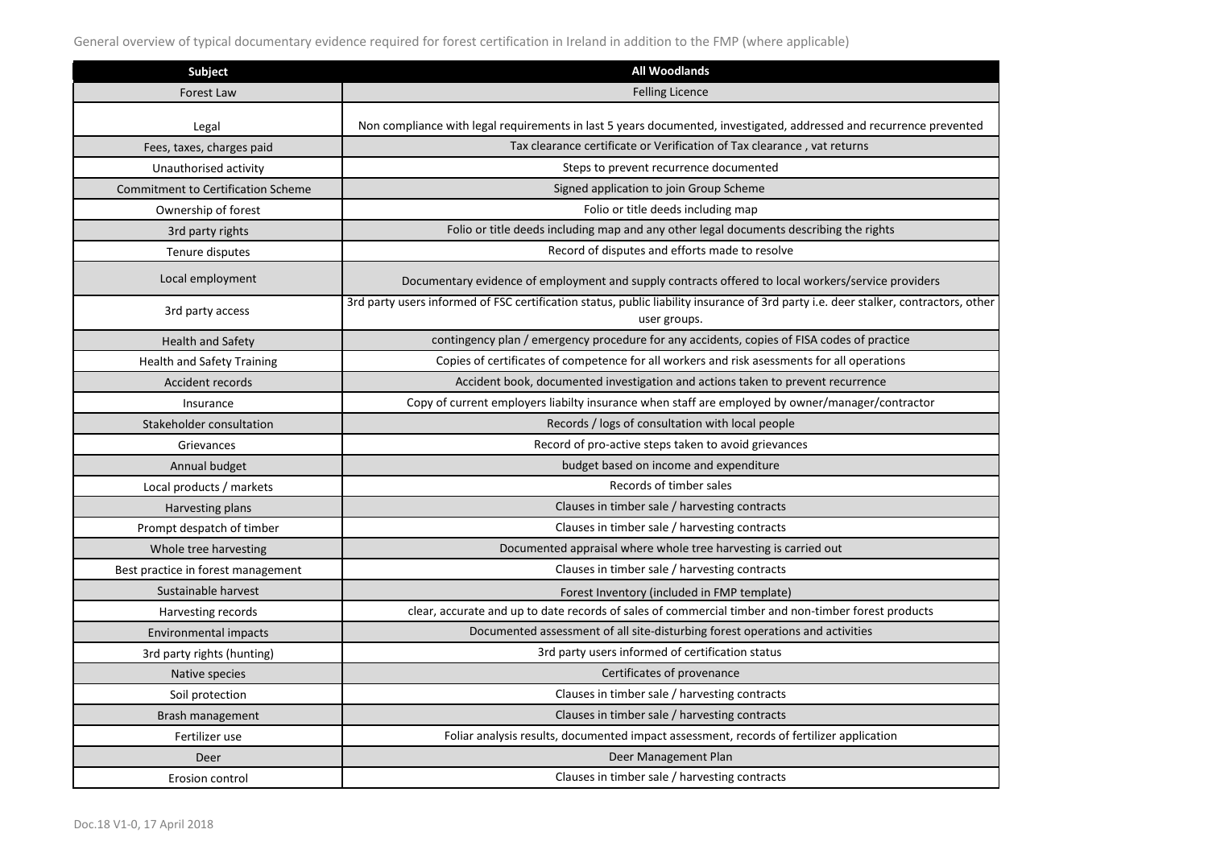General overview of typical documentary evidence required for forest certification in Ireland in addition to the FMP (where applicable)

| Subject | All Woodlands |
|---|---|
| Forest Law | Felling Licence |
| Legal | Non compliance with legal requirements in last 5 years documented, investigated, addressed and recurrence prevented |
| Fees, taxes, charges paid | Tax clearance certificate or Verification of Tax clearance , vat returns |
| Unauthorised activity | Steps to prevent recurrence documented |
| Commitment to Certification Scheme | Signed application to join Group Scheme |
| Ownership of forest | Folio or title deeds including map |
| 3rd party rights | Folio or title deeds including map and any other legal documents describing the rights |
| Tenure disputes | Record of disputes and efforts made to resolve |
| Local employment | Documentary evidence of employment and supply contracts offered to local workers/service providers |
| 3rd party access | 3rd party users informed of FSC certification status, public liability insurance of 3rd party i.e. deer stalker, contractors, other user groups. |
| Health and Safety | contingency plan / emergency procedure for any accidents, copies of FISA codes of practice |
| Health and Safety Training | Copies of certificates of competence for all workers and risk asessments for all operations |
| Accident records | Accident book, documented investigation and actions taken to prevent recurrence |
| Insurance | Copy of current employers liabilty insurance when staff are employed by owner/manager/contractor |
| Stakeholder consultation | Records / logs of consultation with local people |
| Grievances | Record of pro-active steps taken to avoid grievances |
| Annual budget | budget based on income and expenditure |
| Local products / markets | Records of timber sales |
| Harvesting plans | Clauses in timber sale / harvesting contracts |
| Prompt despatch of timber | Clauses in timber sale / harvesting contracts |
| Whole tree harvesting | Documented appraisal where whole tree harvesting is carried out |
| Best practice in forest management | Clauses in timber sale / harvesting contracts |
| Sustainable harvest | Forest Inventory (included in FMP template) |
| Harvesting records | clear, accurate and up to date records of sales of commercial timber and non-timber forest products |
| Environmental impacts | Documented assessment of all site-disturbing forest operations and activities |
| 3rd party rights (hunting) | 3rd party users informed of certification status |
| Native species | Certificates of provenance |
| Soil protection | Clauses in timber sale / harvesting contracts |
| Brash management | Clauses in timber sale / harvesting contracts |
| Fertilizer use | Foliar analysis results, documented impact assessment, records of fertilizer application |
| Deer | Deer Management Plan |
| Erosion control | Clauses in timber sale / harvesting contracts |

Doc.18 V1-0, 17 April 2018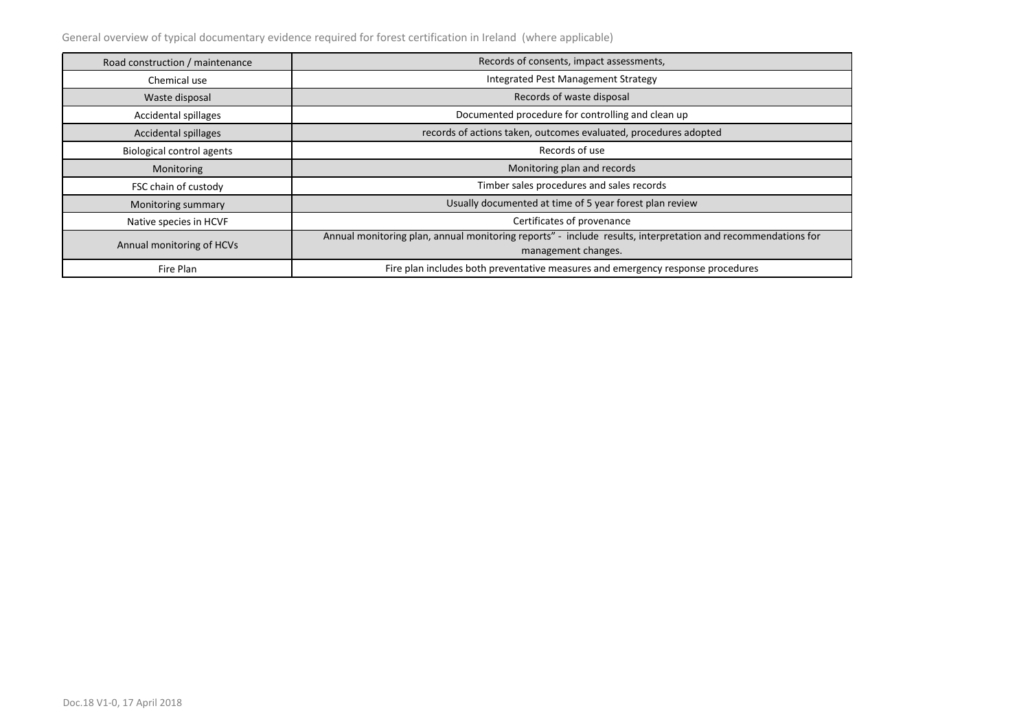General overview of typical documentary evidence required for forest certification in Ireland (where applicable)

| | |
|---|---|
| Road construction / maintenance | Records of consents, impact assessments, |
| Chemical use | Integrated Pest Management Strategy |
| Waste disposal | Records of waste disposal |
| Accidental spillages | Documented procedure for controlling and clean up |
| Accidental spillages | records of actions taken, outcomes evaluated, procedures adopted |
| Biological control agents | Records of use |
| Monitoring | Monitoring plan and records |
| FSC chain of custody | Timber sales procedures and sales records |
| Monitoring summary | Usually documented at time of 5 year forest plan review |
| Native species in HCVF | Certificates of provenance |
| Annual monitoring of HCVs | Annual monitoring plan, annual monitoring reports" - include results, interpretation and recommendations for management changes. |
| Fire Plan | Fire plan includes both preventative measures and emergency response procedures |

Doc.18 V1-0, 17 April 2018